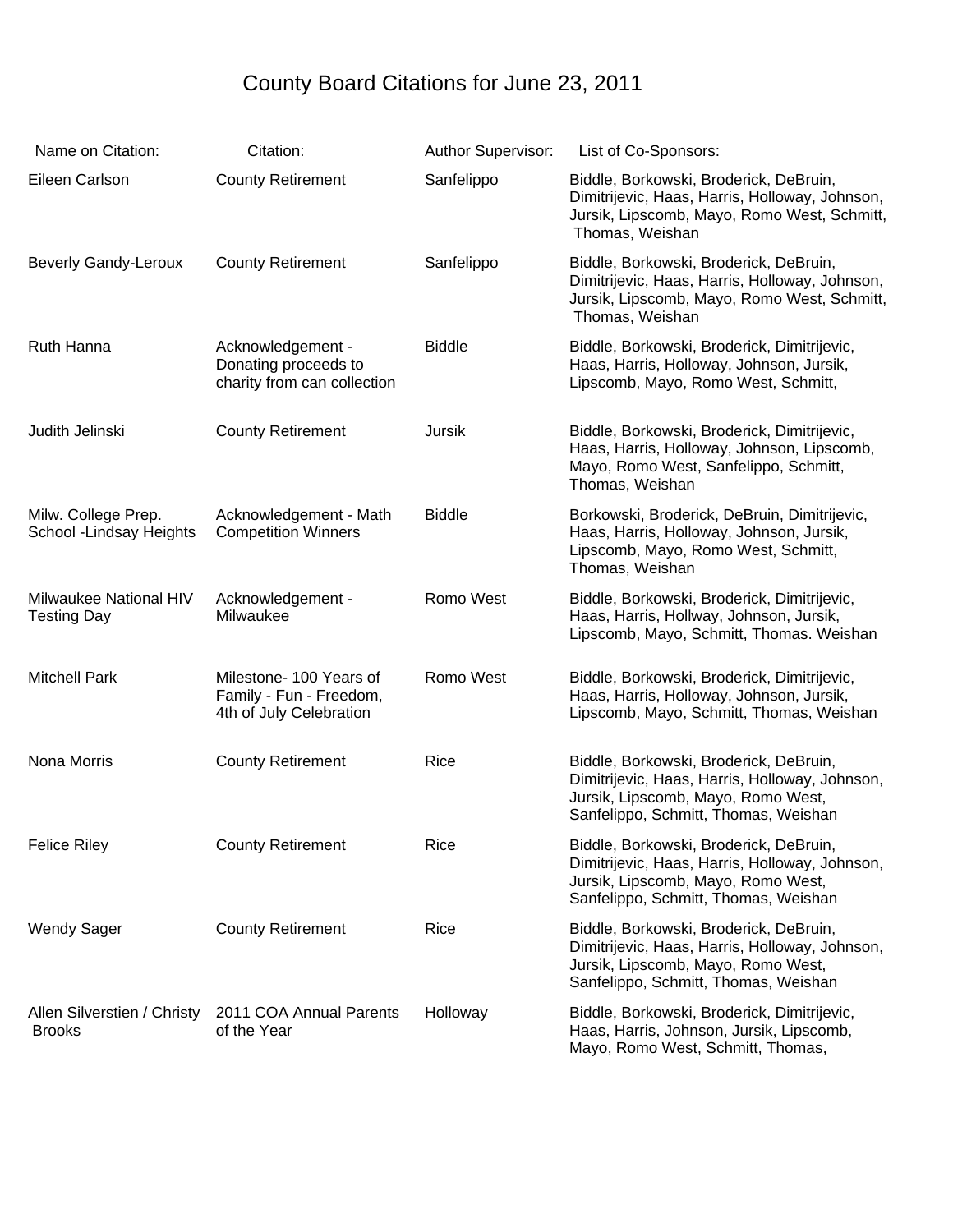# County Board Citations for June 23, 2011

| Name on Citation: | Citation: | Author Supervisor: | List of Co-Sponsors: |
|---|---|---|---|
| Eileen Carlson | County Retirement | Sanfelippo | Biddle, Borkowski, Broderick, DeBruin, Dimitrijevic, Haas, Harris, Holloway, Johnson, Jursik, Lipscomb, Mayo, Romo West, Schmitt, Thomas, Weishan |
| Beverly Gandy-Leroux | County Retirement | Sanfelippo | Biddle, Borkowski, Broderick, DeBruin, Dimitrijevic, Haas, Harris, Holloway, Johnson, Jursik, Lipscomb, Mayo, Romo West, Schmitt, Thomas, Weishan |
| Ruth Hanna | Acknowledgement - Donating proceeds to charity from can collection | Biddle | Biddle, Borkowski, Broderick, Dimitrijevic, Haas, Harris, Holloway, Johnson, Jursik, Lipscomb, Mayo, Romo West, Schmitt, |
| Judith Jelinski | County Retirement | Jursik | Biddle, Borkowski, Broderick, Dimitrijevic, Haas, Harris, Holloway, Johnson, Lipscomb, Mayo, Romo West, Sanfelippo, Schmitt, Thomas, Weishan |
| Milw. College Prep. School -Lindsay Heights | Acknowledgement - Math Competition Winners | Biddle | Borkowski, Broderick, DeBruin, Dimitrijevic, Haas, Harris, Holloway, Johnson, Jursik, Lipscomb, Mayo, Romo West, Schmitt, Thomas, Weishan |
| Milwaukee National HIV Testing Day | Acknowledgement - Milwaukee | Romo West | Biddle, Borkowski, Broderick, Dimitrijevic, Haas, Harris, Hollway, Johnson, Jursik, Lipscomb, Mayo, Schmitt, Thomas. Weishan |
| Mitchell Park | Milestone- 100 Years of Family - Fun - Freedom, 4th of July Celebration | Romo West | Biddle, Borkowski, Broderick, Dimitrijevic, Haas, Harris, Holloway, Johnson, Jursik, Lipscomb, Mayo, Schmitt, Thomas, Weishan |
| Nona Morris | County Retirement | Rice | Biddle, Borkowski, Broderick, DeBruin, Dimitrijevic, Haas, Harris, Holloway, Johnson, Jursik, Lipscomb, Mayo, Romo West, Sanfelippo, Schmitt, Thomas, Weishan |
| Felice Riley | County Retirement | Rice | Biddle, Borkowski, Broderick, DeBruin, Dimitrijevic, Haas, Harris, Holloway, Johnson, Jursik, Lipscomb, Mayo, Romo West, Sanfelippo, Schmitt, Thomas, Weishan |
| Wendy Sager | County Retirement | Rice | Biddle, Borkowski, Broderick, DeBruin, Dimitrijevic, Haas, Harris, Holloway, Johnson, Jursik, Lipscomb, Mayo, Romo West, Sanfelippo, Schmitt, Thomas, Weishan |
| Allen Silverstien / Christy Brooks | 2011 COA Annual Parents of the Year | Holloway | Biddle, Borkowski, Broderick, Dimitrijevic, Haas, Harris, Johnson, Jursik, Lipscomb, Mayo, Romo West, Schmitt, Thomas, |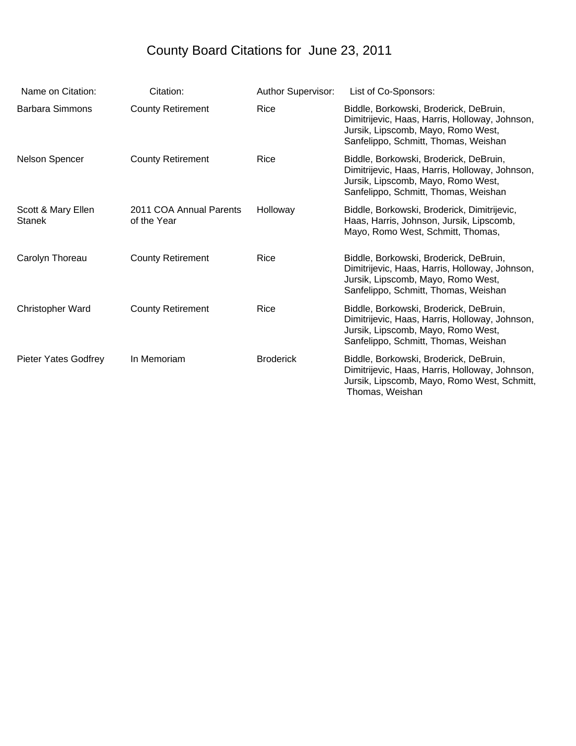# County Board Citations for June 23, 2011

| Name on Citation: | Citation: | Author Supervisor: | List of Co-Sponsors: |
|---|---|---|---|
| Barbara Simmons | County Retirement | Rice | Biddle, Borkowski, Broderick, DeBruin, Dimitrijevic, Haas, Harris, Holloway, Johnson, Jursik, Lipscomb, Mayo, Romo West, Sanfelippo, Schmitt, Thomas, Weishan |
| Nelson Spencer | County Retirement | Rice | Biddle, Borkowski, Broderick, DeBruin, Dimitrijevic, Haas, Harris, Holloway, Johnson, Jursik, Lipscomb, Mayo, Romo West, Sanfelippo, Schmitt, Thomas, Weishan |
| Scott & Mary Ellen Stanek | 2011 COA Annual Parents of the Year | Holloway | Biddle, Borkowski, Broderick, Dimitrijevic, Haas, Harris, Johnson, Jursik, Lipscomb, Mayo, Romo West, Schmitt, Thomas, |
| Carolyn Thoreau | County Retirement | Rice | Biddle, Borkowski, Broderick, DeBruin, Dimitrijevic, Haas, Harris, Holloway, Johnson, Jursik, Lipscomb, Mayo, Romo West, Sanfelippo, Schmitt, Thomas, Weishan |
| Christopher Ward | County Retirement | Rice | Biddle, Borkowski, Broderick, DeBruin, Dimitrijevic, Haas, Harris, Holloway, Johnson, Jursik, Lipscomb, Mayo, Romo West, Sanfelippo, Schmitt, Thomas, Weishan |
| Pieter Yates Godfrey | In Memoriam | Broderick | Biddle, Borkowski, Broderick, DeBruin, Dimitrijevic, Haas, Harris, Holloway, Johnson, Jursik, Lipscomb, Mayo, Romo West, Schmitt, Thomas, Weishan |